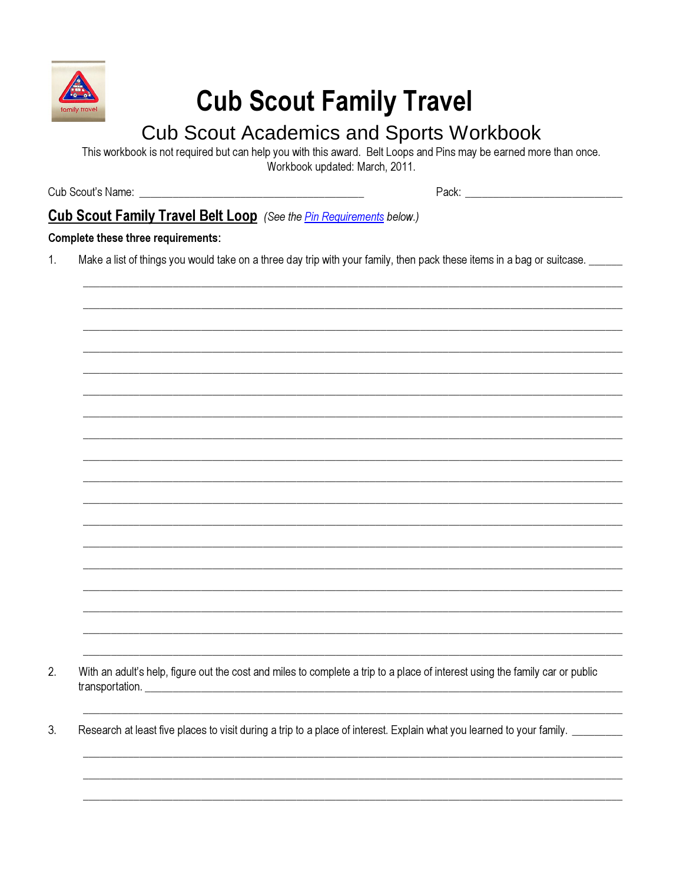# Cub Scout Family Travel

## Cub Scout Academics and Sports Workbook

This workbook is not required but can help you with this award. Belt Loops and Pins may be earned more than once.
Workbook updated: March, 2011.

Cub Scout's Name: ________________________________________ Pack: ____________________________

## Cub Scout Family Travel Belt Loop *(See the Pin Requirements below.)*

**Complete these three requirements:**

1. Make a list of things you would take on a three day trip with your family, then pack these items in a bag or suitcase. ______

____________________________________________________________________________________________

____________________________________________________________________________________________

____________________________________________________________________________________________

____________________________________________________________________________________________

____________________________________________________________________________________________

____________________________________________________________________________________________

____________________________________________________________________________________________

____________________________________________________________________________________________

____________________________________________________________________________________________

____________________________________________________________________________________________

____________________________________________________________________________________________

____________________________________________________________________________________________

____________________________________________________________________________________________

____________________________________________________________________________________________

____________________________________________________________________________________________

____________________________________________________________________________________________

____________________________________________________________________________________________

____________________________________________________________________________________________

2. With an adult's help, figure out the cost and miles to complete a trip to a place of interest using the family car or public transportation. ____________________________________________________________________________

____________________________________________________________________________________________

3. Research at least five places to visit during a trip to a place of interest. Explain what you learned to your family. _________

____________________________________________________________________________________________

____________________________________________________________________________________________

____________________________________________________________________________________________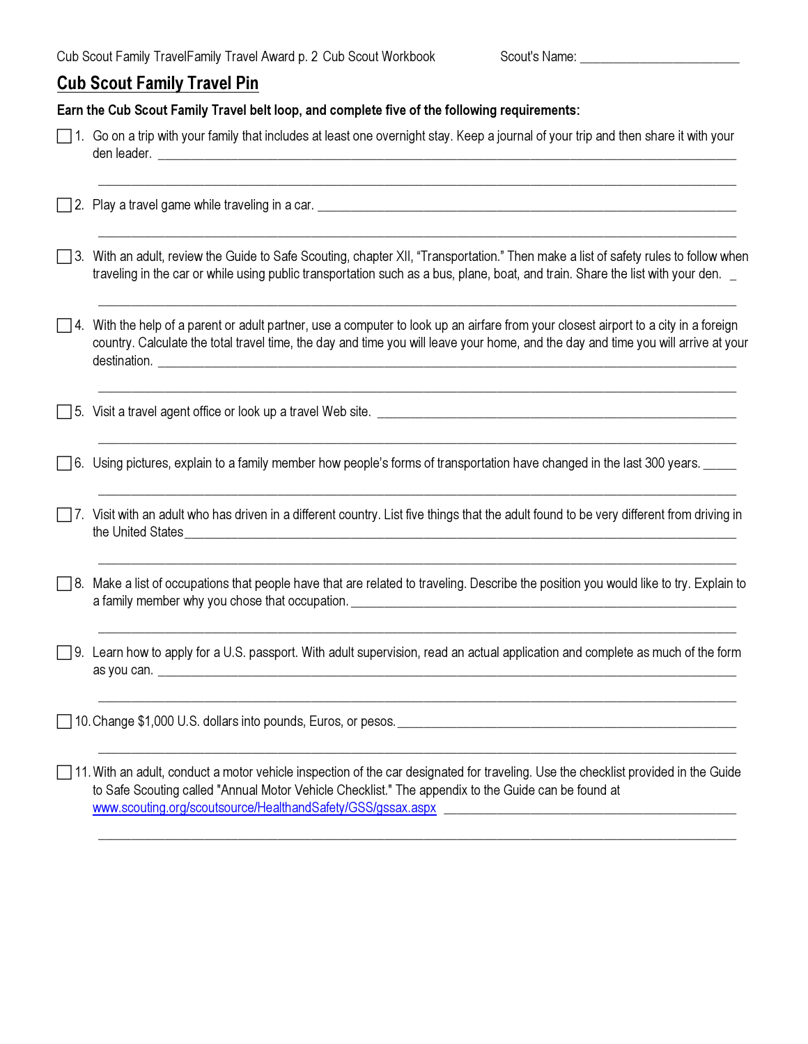Scout's Name: ________________________

## Cub Scout Family Travel Pin

**Earn the Cub Scout Family Travel belt loop, and complete five of the following requirements:**

- [ ] 1. Go on a trip with your family that includes at least one overnight stay. Keep a journal of your trip and then share it with your den leader. ________________________________________________

  ________________________________________________

- [ ] 2. Play a travel game while traveling in a car. ________________________________________________

  ________________________________________________

- [ ] 3. With an adult, review the Guide to Safe Scouting, chapter XII, "Transportation." Then make a list of safety rules to follow when traveling in the car or while using public transportation such as a bus, plane, boat, and train. Share the list with your den. _

  ________________________________________________

- [ ] 4. With the help of a parent or adult partner, use a computer to look up an airfare from your closest airport to a city in a foreign country. Calculate the total travel time, the day and time you will leave your home, and the day and time you will arrive at your destination. ________________________________________________

  ________________________________________________

- [ ] 5. Visit a travel agent office or look up a travel Web site. ________________________________________________

  ________________________________________________

- [ ] 6. Using pictures, explain to a family member how people's forms of transportation have changed in the last 300 years. _____

  ________________________________________________

- [ ] 7. Visit with an adult who has driven in a different country. List five things that the adult found to be very different from driving in the United States________________________________________________

  ________________________________________________

- [ ] 8. Make a list of occupations that people have that are related to traveling. Describe the position you would like to try. Explain to a family member why you chose that occupation. ________________________________________________

  ________________________________________________

- [ ] 9. Learn how to apply for a U.S. passport. With adult supervision, read an actual application and complete as much of the form as you can. ________________________________________________

  ________________________________________________

- [ ] 10. Change $1,000 U.S. dollars into pounds, Euros, or pesos. ________________________________________________

  ________________________________________________

- [ ] 11. With an adult, conduct a motor vehicle inspection of the car designated for traveling. Use the checklist provided in the Guide to Safe Scouting called "Annual Motor Vehicle Checklist." The appendix to the Guide can be found at www.scouting.org/scoutsource/HealthandSafety/GSS/gssax.aspx ________________________________________________

  ________________________________________________